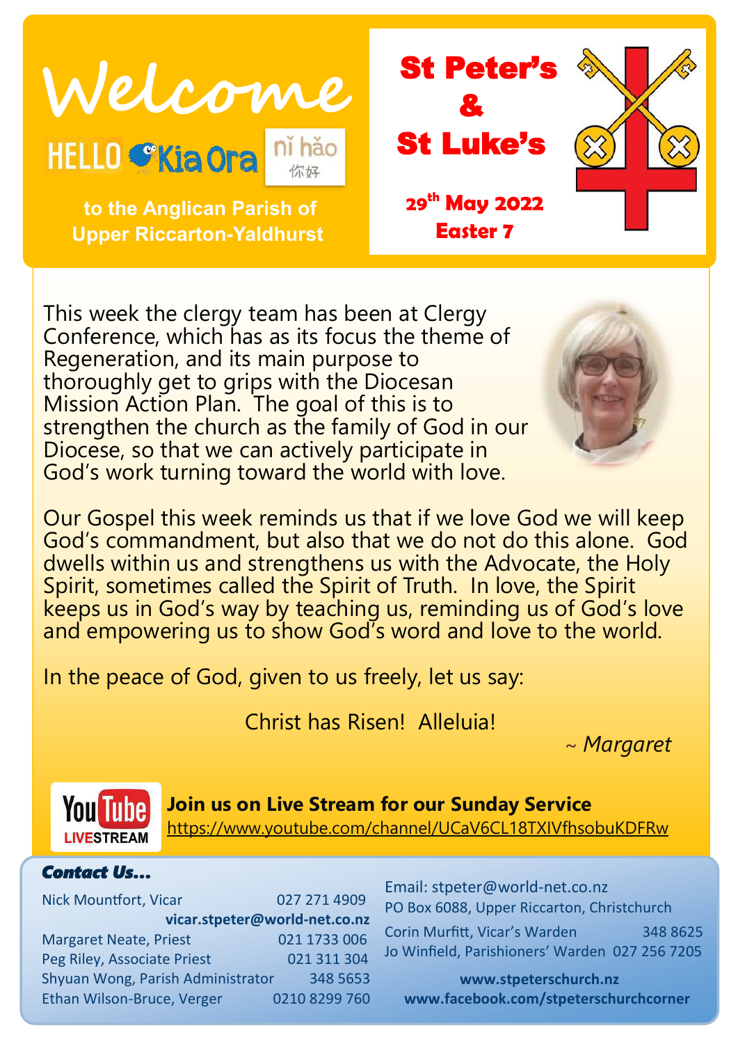# Welcome

HELLO Kia Ora nǐ hǎo 你好

**to the Anglican Parish of Upper Riccarton-Yaldhurst**

## St Peter's & St Luke's

**29th May 2022**
**Easter 7**

This week the clergy team has been at Clergy Conference, which has as its focus the theme of Regeneration, and its main purpose to thoroughly get to grips with the Diocesan Mission Action Plan. The goal of this is to strengthen the church as the family of God in our Diocese, so that we can actively participate in God's work turning toward the world with love.

Our Gospel this week reminds us that if we love God we will keep God's commandment, but also that we do not do this alone. God dwells within us and strengthens us with the Advocate, the Holy Spirit, sometimes called the Spirit of Truth. In love, the Spirit keeps us in God's way by teaching us, reminding us of God's love and empowering us to show God's word and love to the world.

In the peace of God, given to us freely, let us say:

Christ has Risen! Alleluia!

*~ Margaret*

YouTube LIVESTREAM

**Join us on Live Stream for our Sunday Service**
https://www.youtube.com/channel/UCaV6CL18TXIVfhsobuKDFRw

### *Contact Us...*

| | |
|---|---|
| Nick Mountfort, Vicar | 027 271 4909 |
| **vicar.stpeter@world-net.co.nz** | |
| Margaret Neate, Priest | 021 1733 006 |
| Peg Riley, Associate Priest | 021 311 304 |
| Shyuan Wong, Parish Administrator | 348 5653 |
| Ethan Wilson-Bruce, Verger | 0210 8299 760 |

Email: stpeter@world-net.co.nz
PO Box 6088, Upper Riccarton, Christchurch

| | |
|---|---|
| Corin Murfitt, Vicar's Warden | 348 8625 |
| Jo Winfield, Parishioners' Warden | 027 256 7205 |

**www.stpeterschurch.nz**
**www.facebook.com/stpeterschurchcorner**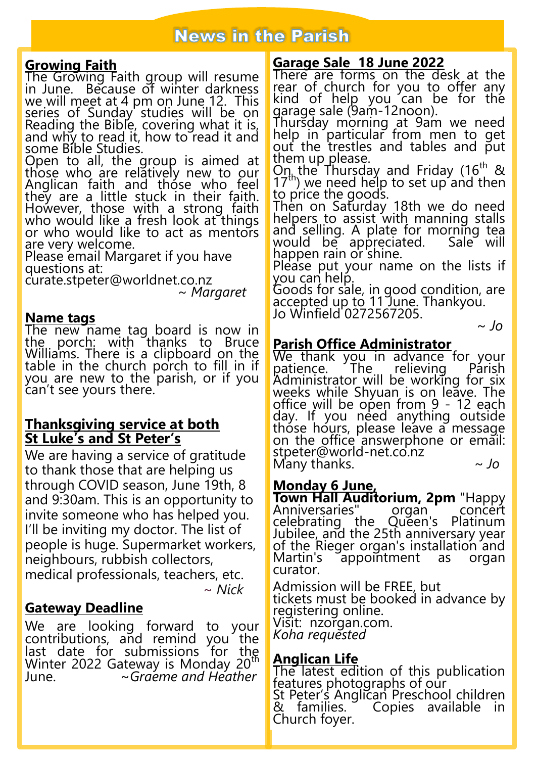# News in the Parish

## Growing Faith

The Growing Faith group will resume in June. Because of winter darkness we will meet at 4 pm on June 12. This series of Sunday studies will be on Reading the Bible, covering what it is, and why to read it, how to read it and some Bible Studies.

Open to all, the group is aimed at those who are relatively new to our Anglican faith and those who feel they are a little stuck in their faith. However, those with a strong faith who would like a fresh look at things or who would like to act as mentors are very welcome.

Please email Margaret if you have questions at:
curate.stpeter@worldnet.co.nz

*~ Margaret*

## Name tags

The new name tag board is now in the porch: with thanks to Bruce Williams. There is a clipboard on the table in the church porch to fill in if you are new to the parish, or if you can't see yours there.

## Thanksgiving service at both St Luke's and St Peter's

We are having a service of gratitude to thank those that are helping us through COVID season, June 19th, 8 and 9:30am. This is an opportunity to invite someone who has helped you. I'll be inviting my doctor. The list of people is huge. Supermarket workers, neighbours, rubbish collectors, medical professionals, teachers, etc.

*~ Nick*

## Gateway Deadline

We are looking forward to your contributions, and remind you the last date for submissions for the Winter 2022 Gateway is Monday 20th June.

*~Graeme and Heather*

## Garage Sale 18 June 2022

There are forms on the desk at the rear of church for you to offer any kind of help you can be for the garage sale (9am-12noon).

Thursday morning at 9am we need help in particular from men to get out the trestles and tables and put them up please.

On the Thursday and Friday (16th & 17th) we need help to set up and then to price the goods.

Then on Saturday 18th we do need helpers to assist with manning stalls and selling. A plate for morning tea would be appreciated. Sale will happen rain or shine.

Please put your name on the lists if you can help.

Goods for sale, in good condition, are accepted up to 11 June. Thankyou.
Jo Winfield 0272567205.

*~ Jo*

## Parish Office Administrator

We thank you in advance for your patience. The relieving Parish Administrator will be working for six weeks while Shyuan is on leave. The office will be open from 9 - 12 each day. If you need anything outside those hours, please leave a message on the office answerphone or email: stpeter@world-net.co.nz

Many thanks. *~ Jo*

## Monday 6 June,

**Town Hall Auditorium, 2pm** "Happy Anniversaries" organ concert celebrating the Queen's Platinum Jubilee, and the 25th anniversary year of the Rieger organ's installation and Martin's appointment as organ curator.

Admission will be FREE, but tickets must be booked in advance by registering online.
Visit: nzorgan.com.
*Koha requested*

## Anglican Life

The latest edition of this publication features photographs of our St Peter's Anglican Preschool children & families. Copies available in Church foyer.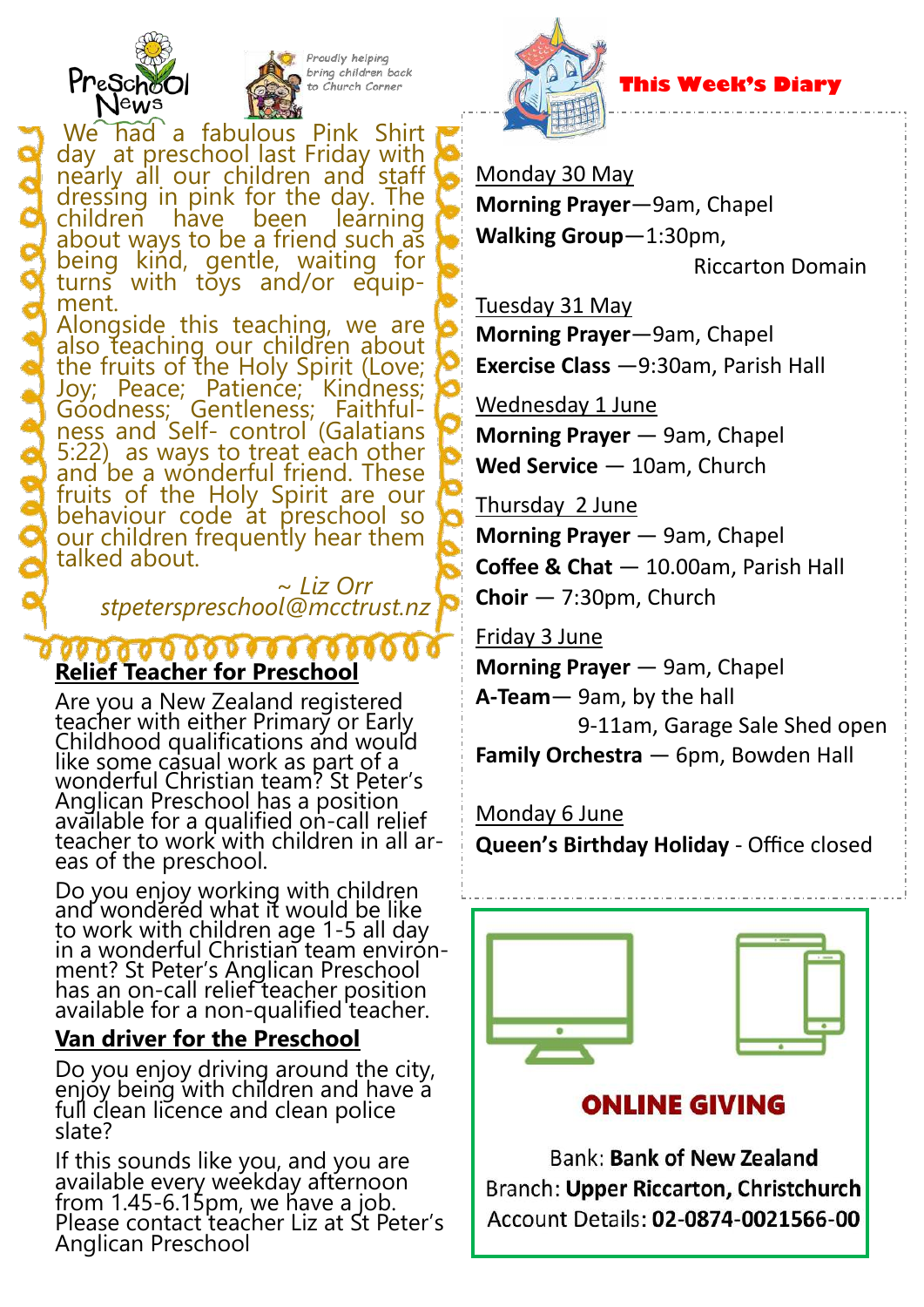# Preschool News

*Proudly helping bring children back to Church Corner*

We had a fabulous Pink Shirt day at preschool last Friday with nearly all our children and staff dressing in pink for the day. The children have been learning about ways to be a friend such as being kind, gentle, waiting for turns with toys and/or equipment.

Alongside this teaching, we are also teaching our children about the fruits of the Holy Spirit (Love; Joy; Peace; Patience; Kindness; Goodness; Gentleness; Faithfulness and Self- control (Galatians 5:22) as ways to treat each other and be a wonderful friend. These fruits of the Holy Spirit are our behaviour code at preschool so our children frequently hear them talked about.

*~ Liz Orr*
*stpeterspreschool@mcctrust.nz*

## Relief Teacher for Preschool

Are you a New Zealand registered teacher with either Primary or Early Childhood qualifications and would like some casual work as part of a wonderful Christian team? St Peter's Anglican Preschool has a position available for a qualified on-call relief teacher to work with children in all areas of the preschool.

Do you enjoy working with children and wondered what it would be like to work with children age 1-5 all day in a wonderful Christian team environment? St Peter's Anglican Preschool has an on-call relief teacher position available for a non-qualified teacher.

## Van driver for the Preschool

Do you enjoy driving around the city, enjoy being with children and have a full clean licence and clean police slate?

If this sounds like you, and you are available every weekday afternoon from 1.45-6.15pm, we have a job. Please contact teacher Liz at St Peter's Anglican Preschool

## This Week's Diary

Monday 30 May
**Morning Prayer**—9am, Chapel
**Walking Group**—1:30pm, Riccarton Domain

Tuesday 31 May
**Morning Prayer**—9am, Chapel
**Exercise Class** —9:30am, Parish Hall

Wednesday 1 June
**Morning Prayer** — 9am, Chapel
**Wed Service** — 10am, Church

Thursday 2 June
**Morning Prayer** — 9am, Chapel
**Coffee & Chat** — 10.00am, Parish Hall
**Choir** — 7:30pm, Church

Friday 3 June
**Morning Prayer** — 9am, Chapel
**A-Team**— 9am, by the hall
9-11am, Garage Sale Shed open
**Family Orchestra** — 6pm, Bowden Hall

Monday 6 June
**Queen's Birthday Holiday** - Office closed

## ONLINE GIVING

Bank: **Bank of New Zealand**
Branch: **Upper Riccarton, Christchurch**
Account Details: **02-0874-0021566-00**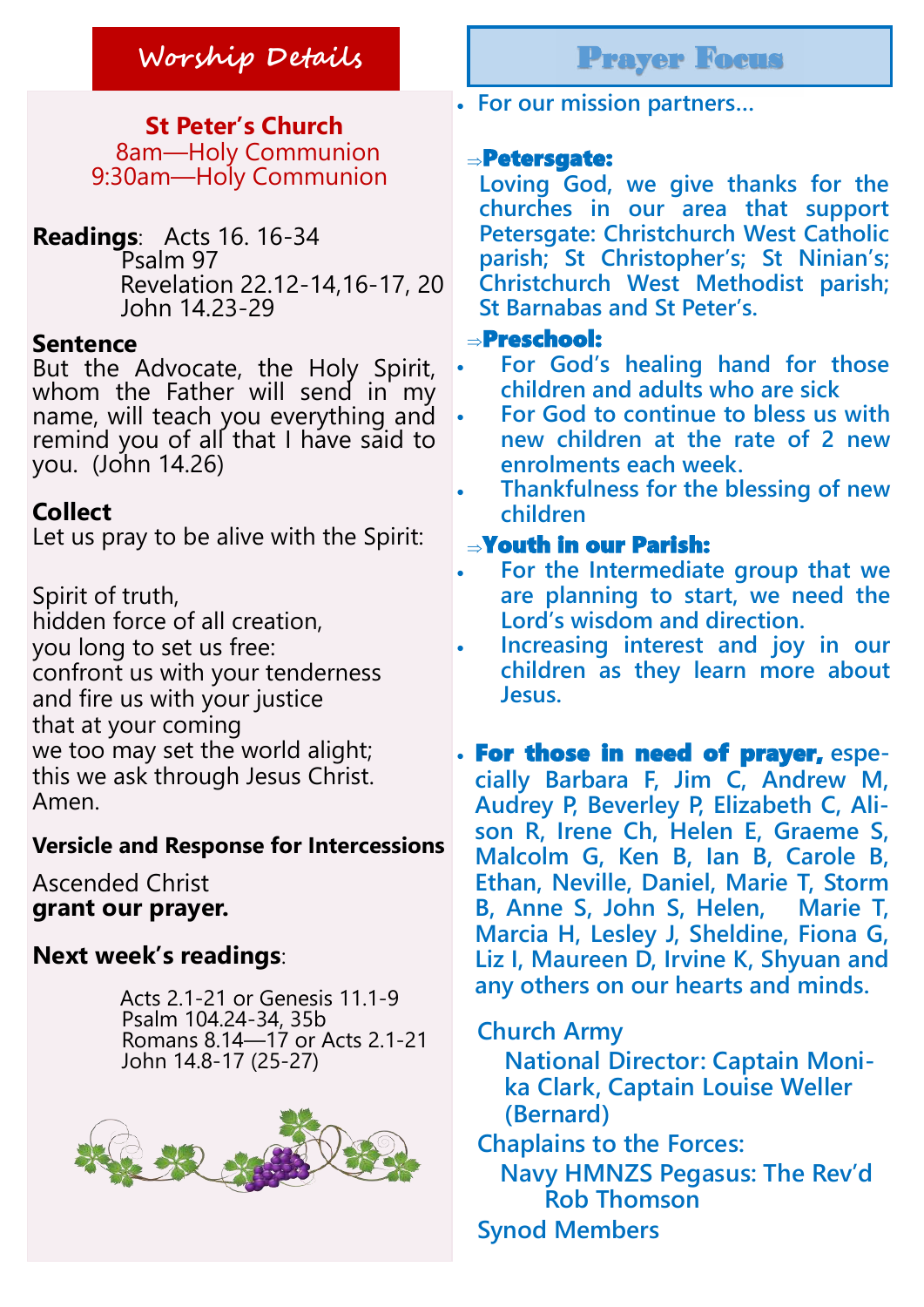## Worship Details

**St Peter's Church**
8am—Holy Communion
9:30am—Holy Communion

**Readings**: Acts 16. 16-34
Psalm 97
Revelation 22.12-14,16-17, 20
John 14.23-29

### Sentence

But the Advocate, the Holy Spirit, whom the Father will send in my name, will teach you everything and remind you of all that I have said to you. (John 14.26)

### Collect

Let us pray to be alive with the Spirit:

Spirit of truth,
hidden force of all creation,
you long to set us free:
confront us with your tenderness
and fire us with your justice
that at your coming
we too may set the world alight;
this we ask through Jesus Christ.
Amen.

### Versicle and Response for Intercessions

Ascended Christ
**grant our prayer.**

**Next week's readings**:

Acts 2.1-21 or Genesis 11.1-9
Psalm 104.24-34, 35b
Romans 8.14—17 or Acts 2.1-21
John 14.8-17 (25-27)

## Prayer Focus

- For our mission partners…

⇒ **Petersgate:**
Loving God, we give thanks for the churches in our area that support Petersgate: Christchurch West Catholic parish; St Christopher's; St Ninian's; Christchurch West Methodist parish; St Barnabas and St Peter's.

⇒ **Preschool:**
- For God's healing hand for those children and adults who are sick
- For God to continue to bless us with new children at the rate of 2 new enrolments each week.
- Thankfulness for the blessing of new children

⇒ **Youth in our Parish:**
- For the Intermediate group that we are planning to start, we need the Lord's wisdom and direction.
- Increasing interest and joy in our children as they learn more about Jesus.

- **For those in need of prayer,** especially Barbara F, Jim C, Andrew M, Audrey P, Beverley P, Elizabeth C, Alison R, Irene Ch, Helen E, Graeme S, Malcolm G, Ken B, Ian B, Carole B, Ethan, Neville, Daniel, Marie T, Storm B, Anne S, John S, Helen, Marie T, Marcia H, Lesley J, Sheldine, Fiona G, Liz I, Maureen D, Irvine K, Shyuan and any others on our hearts and minds.

Church Army
National Director: Captain Monika Clark, Captain Louise Weller (Bernard)

Chaplains to the Forces:
Navy HMNZS Pegasus: The Rev'd Rob Thomson

Synod Members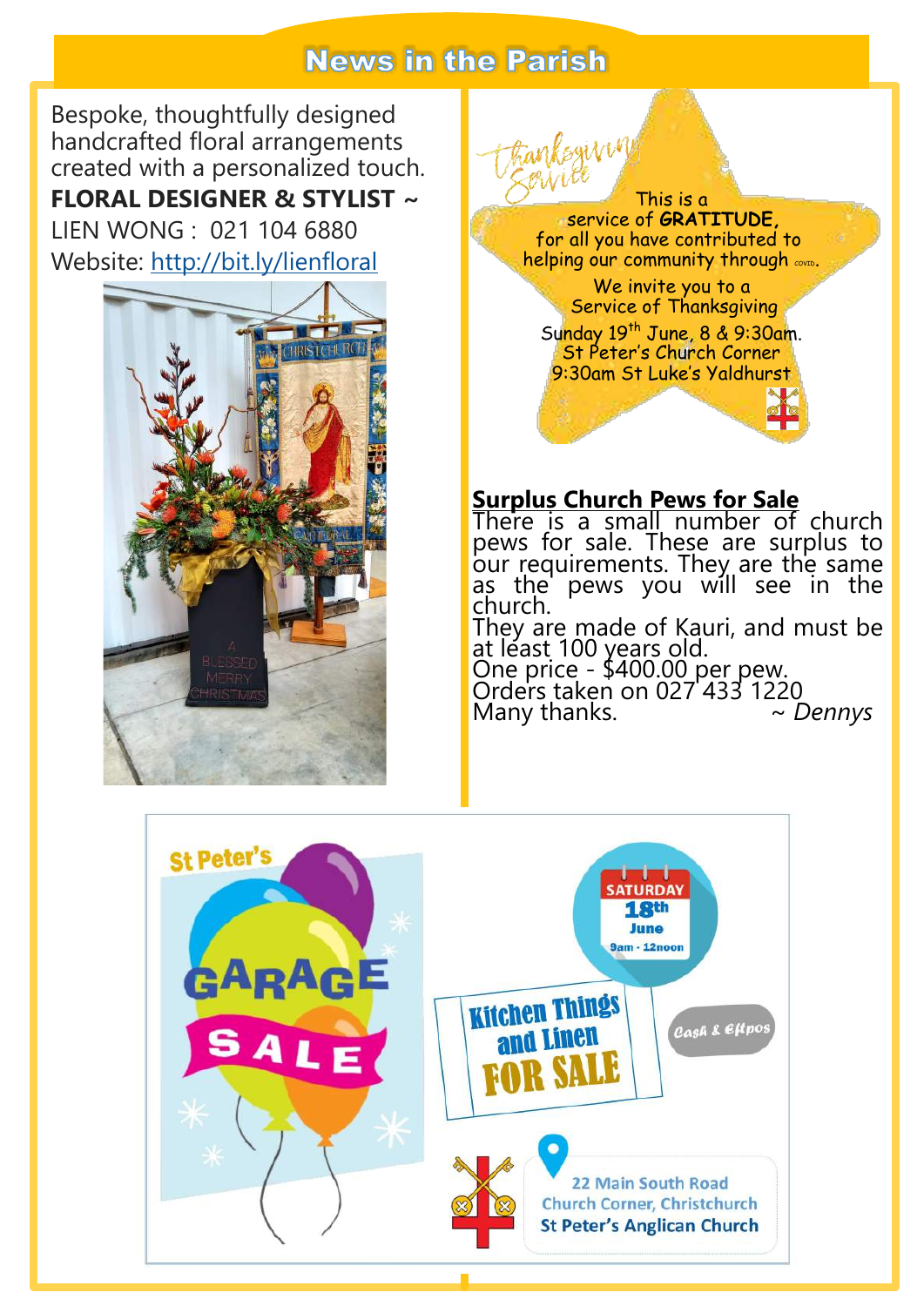# News in the Parish

Bespoke, thoughtfully designed handcrafted floral arrangements created with a personalized touch.

**FLORAL DESIGNER & STYLIST ~**

LIEN WONG : 021 104 6880

Website: http://bit.ly/lienfloral

A BLESSED MERRY CHRISTMAS

## Thanksgiving Service

This is a service of **GRATITUDE**, for all you have contributed to helping our community through COVID.

We invite you to a Service of Thanksgiving

Sunday 19th June, 8 & 9:30am.
St Peter's Church Corner
9:30am St Luke's Yaldhurst

## Surplus Church Pews for Sale

There is a small number of church pews for sale. These are surplus to our requirements. They are the same as the pews you will see in the church.

They are made of Kauri, and must be at least 100 years old.

One price - $400.00 per pew.

Orders taken on 027 433 1220

Many thanks. *~ Dennys*

## St Peter's GARAGE SALE

SATURDAY 18th June 9am - 12noon

Kitchen Things and Linen FOR SALE

Cash & Eftpos

22 Main South Road
Church Corner, Christchurch
St Peter's Anglican Church